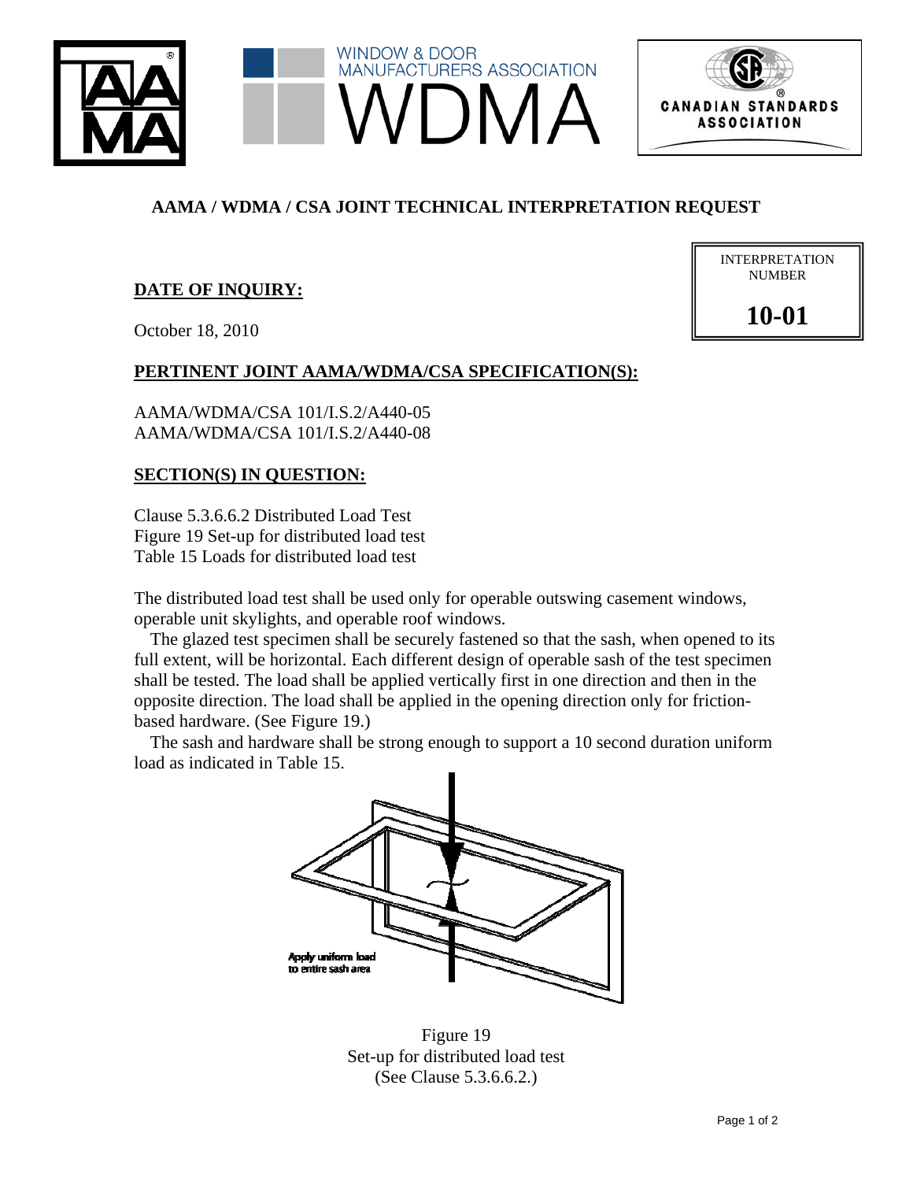# AAMA / WDMA / CSA JOINT TECHNICAL INTERPRETATION REQUEST

| INTERPRETATION NUMBER |
| --- |
| **10-01** |

## DATE OF INQUIRY:

October 18, 2010

## PERTINENT JOINT AAMA/WDMA/CSA SPECIFICATION(S):

AAMA/WDMA/CSA 101/I.S.2/A440-05
AAMA/WDMA/CSA 101/I.S.2/A440-08

## SECTION(S) IN QUESTION:

Clause 5.3.6.6.2 Distributed Load Test
Figure 19 Set-up for distributed load test
Table 15 Loads for distributed load test

The distributed load test shall be used only for operable outswing casement windows, operable unit skylights, and operable roof windows.

The glazed test specimen shall be securely fastened so that the sash, when opened to its full extent, will be horizontal. Each different design of operable sash of the test specimen shall be tested. The load shall be applied vertically first in one direction and then in the opposite direction. The load shall be applied in the opening direction only for friction-based hardware. (See Figure 19.)

The sash and hardware shall be strong enough to support a 10 second duration uniform load as indicated in Table 15.

Apply uniform load to entire sash area

Figure 19
Set-up for distributed load test
(See Clause 5.3.6.6.2.)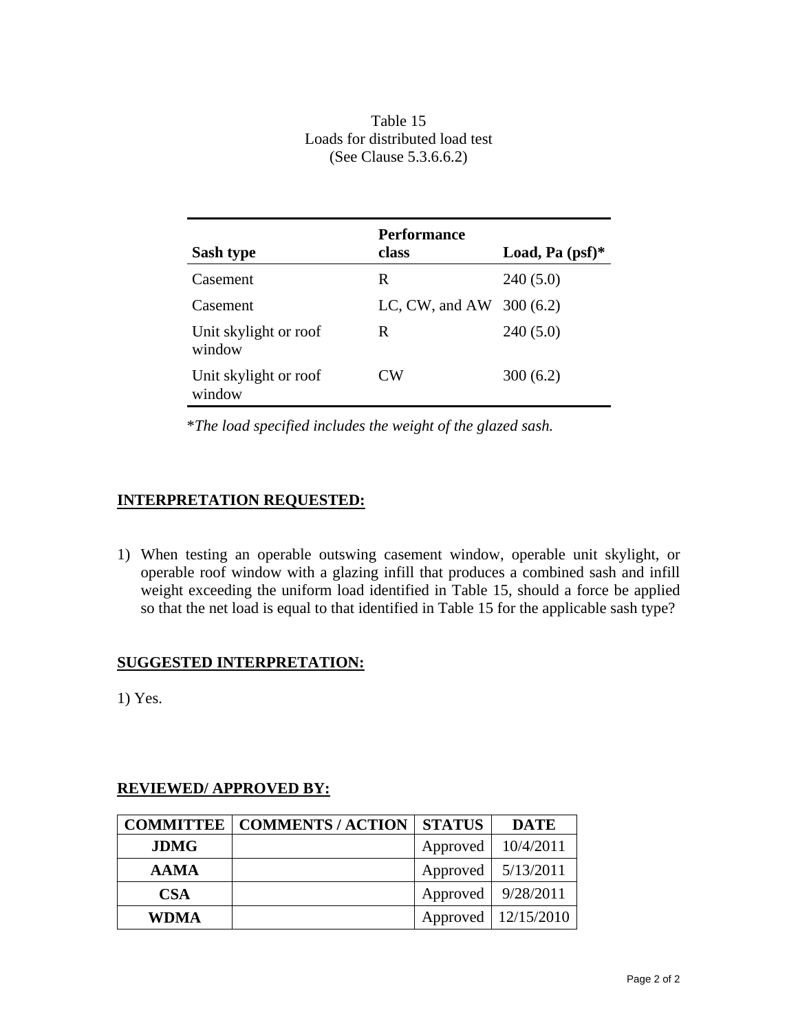Table 15
Loads for distributed load test
(See Clause 5.3.6.6.2)

| Sash type | Performance class | Load, Pa (psf)* |
|---|---|---|
| Casement | R | 240 (5.0) |
| Casement | LC, CW, and AW | 300 (6.2) |
| Unit skylight or roof window | R | 240 (5.0) |
| Unit skylight or roof window | CW | 300 (6.2) |

**The load specified includes the weight of the glazed sash.*

## INTERPRETATION REQUESTED:

1) When testing an operable outswing casement window, operable unit skylight, or operable roof window with a glazing infill that produces a combined sash and infill weight exceeding the uniform load identified in Table 15, should a force be applied so that the net load is equal to that identified in Table 15 for the applicable sash type?

## SUGGESTED INTERPRETATION:

1) Yes.

## REVIEWED/ APPROVED BY:

| COMMITTEE | COMMENTS / ACTION | STATUS | DATE |
|---|---|---|---|
| **JDMG** | | Approved | 10/4/2011 |
| **AAMA** | | Approved | 5/13/2011 |
| **CSA** | | Approved | 9/28/2011 |
| **WDMA** | | Approved | 12/15/2010 |